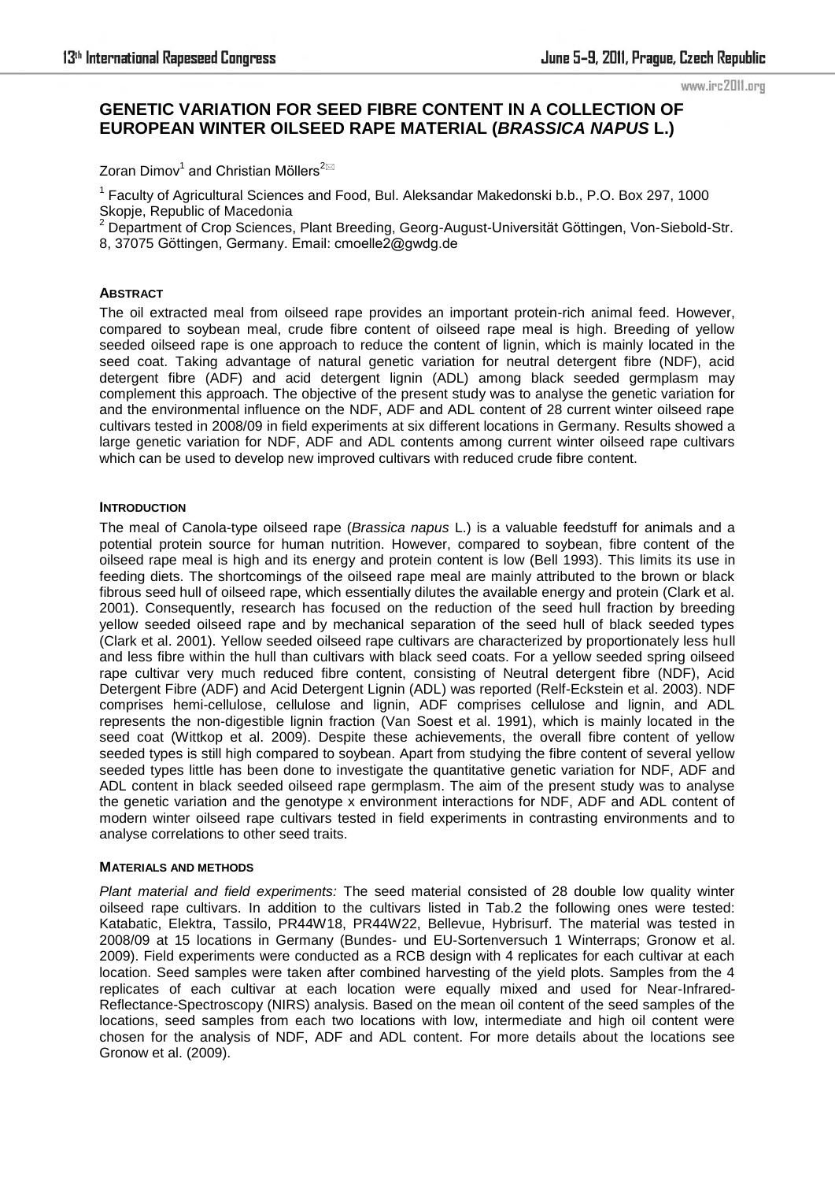# GENETIC VARIATION FOR SEED FIBRE CONTENT IN A COLLECTION OF EUROPEAN WINTER OILSEED RAPE MATERIAL (*BRASSICA NAPUS* L.)

Zoran Dimov[1] and Christian Möllers[2]

[1] Faculty of Agricultural Sciences and Food, Bul. Aleksandar Makedonski b.b., P.O. Box 297, 1000 Skopje, Republic of Macedonia

[2] Department of Crop Sciences, Plant Breeding, Georg-August-Universität Göttingen, Von-Siebold-Str. 8, 37075 Göttingen, Germany. Email: cmoelle2@gwdg.de

## ABSTRACT

The oil extracted meal from oilseed rape provides an important protein-rich animal feed. However, compared to soybean meal, crude fibre content of oilseed rape meal is high. Breeding of yellow seeded oilseed rape is one approach to reduce the content of lignin, which is mainly located in the seed coat. Taking advantage of natural genetic variation for neutral detergent fibre (NDF), acid detergent fibre (ADF) and acid detergent lignin (ADL) among black seeded germplasm may complement this approach. The objective of the present study was to analyse the genetic variation for and the environmental influence on the NDF, ADF and ADL content of 28 current winter oilseed rape cultivars tested in 2008/09 in field experiments at six different locations in Germany. Results showed a large genetic variation for NDF, ADF and ADL contents among current winter oilseed rape cultivars which can be used to develop new improved cultivars with reduced crude fibre content.

## INTRODUCTION

The meal of Canola-type oilseed rape (*Brassica napus* L.) is a valuable feedstuff for animals and a potential protein source for human nutrition. However, compared to soybean, fibre content of the oilseed rape meal is high and its energy and protein content is low (Bell 1993). This limits its use in feeding diets. The shortcomings of the oilseed rape meal are mainly attributed to the brown or black fibrous seed hull of oilseed rape, which essentially dilutes the available energy and protein (Clark et al. 2001). Consequently, research has focused on the reduction of the seed hull fraction by breeding yellow seeded oilseed rape and by mechanical separation of the seed hull of black seeded types (Clark et al. 2001). Yellow seeded oilseed rape cultivars are characterized by proportionately less hull and less fibre within the hull than cultivars with black seed coats. For a yellow seeded spring oilseed rape cultivar very much reduced fibre content, consisting of Neutral detergent fibre (NDF), Acid Detergent Fibre (ADF) and Acid Detergent Lignin (ADL) was reported (Relf-Eckstein et al. 2003). NDF comprises hemi-cellulose, cellulose and lignin, ADF comprises cellulose and lignin, and ADL represents the non-digestible lignin fraction (Van Soest et al. 1991), which is mainly located in the seed coat (Wittkop et al. 2009). Despite these achievements, the overall fibre content of yellow seeded types is still high compared to soybean. Apart from studying the fibre content of several yellow seeded types little has been done to investigate the quantitative genetic variation for NDF, ADF and ADL content in black seeded oilseed rape germplasm. The aim of the present study was to analyse the genetic variation and the genotype x environment interactions for NDF, ADF and ADL content of modern winter oilseed rape cultivars tested in field experiments in contrasting environments and to analyse correlations to other seed traits.

## MATERIALS AND METHODS

*Plant material and field experiments:* The seed material consisted of 28 double low quality winter oilseed rape cultivars. In addition to the cultivars listed in Tab.2 the following ones were tested: Katabatic, Elektra, Tassilo, PR44W18, PR44W22, Bellevue, Hybrisurf. The material was tested in 2008/09 at 15 locations in Germany (Bundes- und EU-Sortenversuch 1 Winterraps; Gronow et al. 2009). Field experiments were conducted as a RCB design with 4 replicates for each cultivar at each location. Seed samples were taken after combined harvesting of the yield plots. Samples from the 4 replicates of each cultivar at each location were equally mixed and used for Near-Infrared-Reflectance-Spectroscopy (NIRS) analysis. Based on the mean oil content of the seed samples of the locations, seed samples from each two locations with low, intermediate and high oil content were chosen for the analysis of NDF, ADF and ADL content. For more details about the locations see Gronow et al. (2009).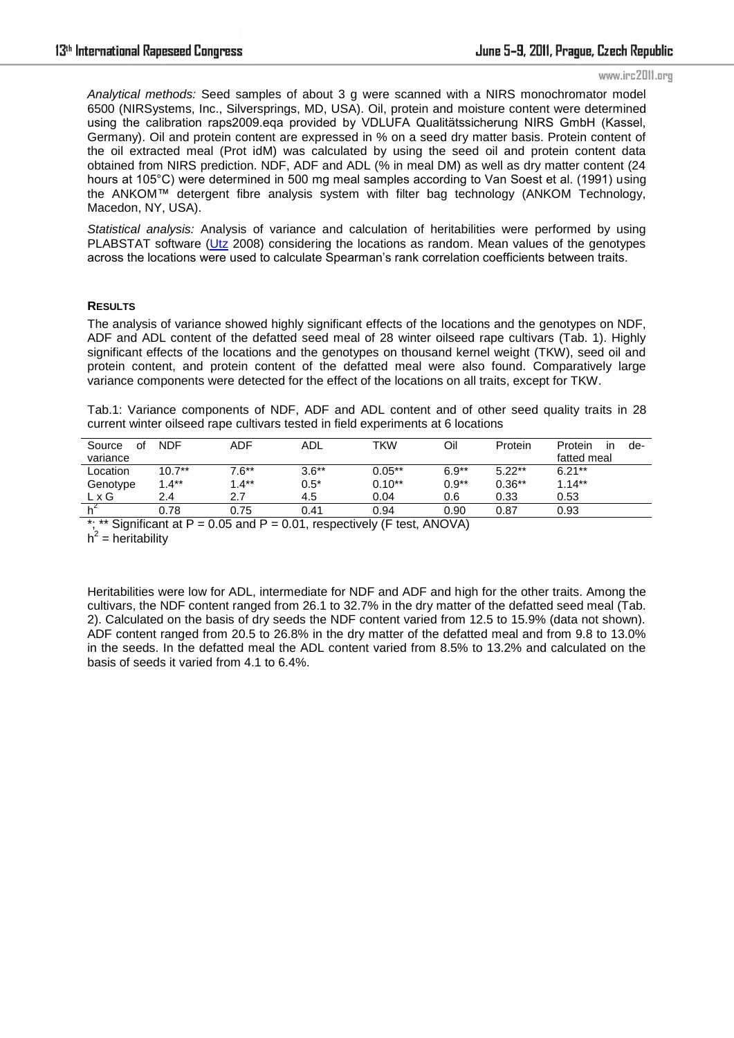*Analytical methods:* Seed samples of about 3 g were scanned with a NIRS monochromator model 6500 (NIRSystems, Inc., Silversprings, MD, USA). Oil, protein and moisture content were determined using the calibration raps2009.eqa provided by VDLUFA Qualitätssicherung NIRS GmbH (Kassel, Germany). Oil and protein content are expressed in % on a seed dry matter basis. Protein content of the oil extracted meal (Prot idM) was calculated by using the seed oil and protein content data obtained from NIRS prediction. NDF, ADF and ADL (% in meal DM) as well as dry matter content (24 hours at 105°C) were determined in 500 mg meal samples according to Van Soest et al. (1991) using the ANKOM™ detergent fibre analysis system with filter bag technology (ANKOM Technology, Macedon, NY, USA).

*Statistical analysis:* Analysis of variance and calculation of heritabilities were performed by using PLABSTAT software (Utz 2008) considering the locations as random. Mean values of the genotypes across the locations were used to calculate Spearman's rank correlation coefficients between traits.

## RESULTS

The analysis of variance showed highly significant effects of the locations and the genotypes on NDF, ADF and ADL content of the defatted seed meal of 28 winter oilseed rape cultivars (Tab. 1). Highly significant effects of the locations and the genotypes on thousand kernel weight (TKW), seed oil and protein content, and protein content of the defatted meal were also found. Comparatively large variance components were detected for the effect of the locations on all traits, except for TKW.

Tab.1: Variance components of NDF, ADF and ADL content and of other seed quality traits in 28 current winter oilseed rape cultivars tested in field experiments at 6 locations

| Source of variance | NDF | ADF | ADL | TKW | Oil | Protein | Protein in de-fatted meal |
|---|---|---|---|---|---|---|---|
| Location | 10.7** | 7.6** | 3.6** | 0.05** | 6.9** | 5.22** | 6.21** |
| Genotype | 1.4** | 1.4** | 0.5* | 0.10** | 0.9** | 0.36** | 1.14** |
| L x G | 2.4 | 2.7 | 4.5 | 0.04 | 0.6 | 0.33 | 0.53 |
| $h^2$ | 0.78 | 0.75 | 0.41 | 0.94 | 0.90 | 0.87 | 0.93 |

*, ** Significant at $P = 0.05$ and $P = 0.01$, respectively (F test, ANOVA)
$h^2$ = heritability

Heritabilities were low for ADL, intermediate for NDF and ADF and high for the other traits. Among the cultivars, the NDF content ranged from 26.1 to 32.7% in the dry matter of the defatted seed meal (Tab. 2). Calculated on the basis of dry seeds the NDF content varied from 12.5 to 15.9% (data not shown). ADF content ranged from 20.5 to 26.8% in the dry matter of the defatted meal and from 9.8 to 13.0% in the seeds. In the defatted meal the ADL content varied from 8.5% to 13.2% and calculated on the basis of seeds it varied from 4.1 to 6.4%.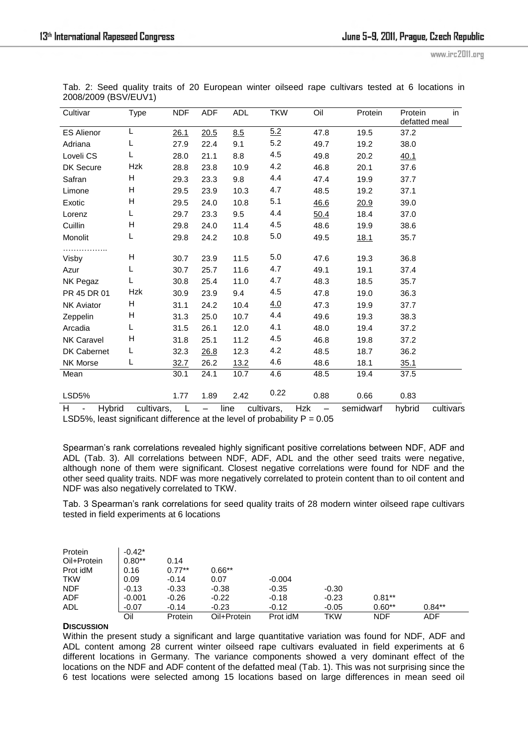Tab. 2: Seed quality traits of 20 European winter oilseed rape cultivars tested at 6 locations in 2008/2009 (BSV/EUV1)

| Cultivar | Type | NDF | ADF | ADL | TKW | Oil | Protein | Protein in defatted meal |
|---|---|---|---|---|---|---|---|---|
| ES Alienor | L | 26.1 | 20.5 | 8.5 | 5.2 | 47.8 | 19.5 | 37.2 |
| Adriana | L | 27.9 | 22.4 | 9.1 | 5.2 | 49.7 | 19.2 | 38.0 |
| Loveli CS | L | 28.0 | 21.1 | 8.8 | 4.5 | 49.8 | 20.2 | 40.1 |
| DK Secure | Hzk | 28.8 | 23.8 | 10.9 | 4.2 | 46.8 | 20.1 | 37.6 |
| Safran | H | 29.3 | 23.3 | 9.8 | 4.4 | 47.4 | 19.9 | 37.7 |
| Limone | H | 29.5 | 23.9 | 10.3 | 4.7 | 48.5 | 19.2 | 37.1 |
| Exotic | H | 29.5 | 24.0 | 10.8 | 5.1 | 46.6 | 20.9 | 39.0 |
| Lorenz | L | 29.7 | 23.3 | 9.5 | 4.4 | 50.4 | 18.4 | 37.0 |
| Cuillin | H | 29.8 | 24.0 | 11.4 | 4.5 | 48.6 | 19.9 | 38.6 |
| Monolit | L | 29.8 | 24.2 | 10.8 | 5.0 | 49.5 | 18.1 | 35.7 |
| …………….. | | | | | | | | |
| Visby | H | 30.7 | 23.9 | 11.5 | 5.0 | 47.6 | 19.3 | 36.8 |
| Azur | L | 30.7 | 25.7 | 11.6 | 4.7 | 49.1 | 19.1 | 37.4 |
| NK Pegaz | L | 30.8 | 25.4 | 11.0 | 4.7 | 48.3 | 18.5 | 35.7 |
| PR 45 DR 01 | Hzk | 30.9 | 23.9 | 9.4 | 4.5 | 47.8 | 19.0 | 36.3 |
| NK Aviator | H | 31.1 | 24.2 | 10.4 | 4.0 | 47.3 | 19.9 | 37.7 |
| Zeppelin | H | 31.3 | 25.0 | 10.7 | 4.4 | 49.6 | 19.3 | 38.3 |
| Arcadia | L | 31.5 | 26.1 | 12.0 | 4.1 | 48.0 | 19.4 | 37.2 |
| NK Caravel | H | 31.8 | 25.1 | 11.2 | 4.5 | 46.8 | 19.8 | 37.2 |
| DK Cabernet | L | 32.3 | 26.8 | 12.3 | 4.2 | 48.5 | 18.7 | 36.2 |
| NK Morse | L | 32.7 | 26.2 | 13.2 | 4.6 | 48.6 | 18.1 | 35.1 |
| Mean | | 30.1 | 24.1 | 10.7 | 4.6 | 48.5 | 19.4 | 37.5 |
| LSD5% | | 1.77 | 1.89 | 2.42 | 0.22 | 0.88 | 0.66 | 0.83 |

H - Hybrid cultivars, L – line cultivars, Hzk – semidwarf hybrid cultivars
LSD5%, least significant difference at the level of probability P = 0.05

Spearman's rank correlations revealed highly significant positive correlations between NDF, ADF and ADL (Tab. 3). All correlations between NDF, ADF, ADL and the other seed traits were negative, although none of them were significant. Closest negative correlations were found for NDF and the other seed quality traits. NDF was more negatively correlated to protein content than to oil content and NDF was also negatively correlated to TKW.

Tab. 3 Spearman's rank correlations for seed quality traits of 28 modern winter oilseed rape cultivars tested in field experiments at 6 locations

| | Oil | Protein | Oil+Protein | Prot idM | TKW | NDF | ADF |
|---|---|---|---|---|---|---|---|
| Protein | -0.42* | | | | | | |
| Oil+Protein | 0.80** | 0.14 | | | | | |
| Prot idM | 0.16 | 0.77** | 0.66** | | | | |
| TKW | 0.09 | -0.14 | 0.07 | -0.004 | | | |
| NDF | -0.13 | -0.33 | -0.38 | -0.35 | -0.30 | | |
| ADF | -0.001 | -0.26 | -0.22 | -0.18 | -0.23 | 0.81** | |
| ADL | -0.07 | -0.14 | -0.23 | -0.12 | -0.05 | 0.60** | 0.84** |

**Discussion**

Within the present study a significant and large quantitative variation was found for NDF, ADF and ADL content among 28 current winter oilseed rape cultivars evaluated in field experiments at 6 different locations in Germany. The variance components showed a very dominant effect of the locations on the NDF and ADF content of the defatted meal (Tab. 1). This was not surprising since the 6 test locations were selected among 15 locations based on large differences in mean seed oil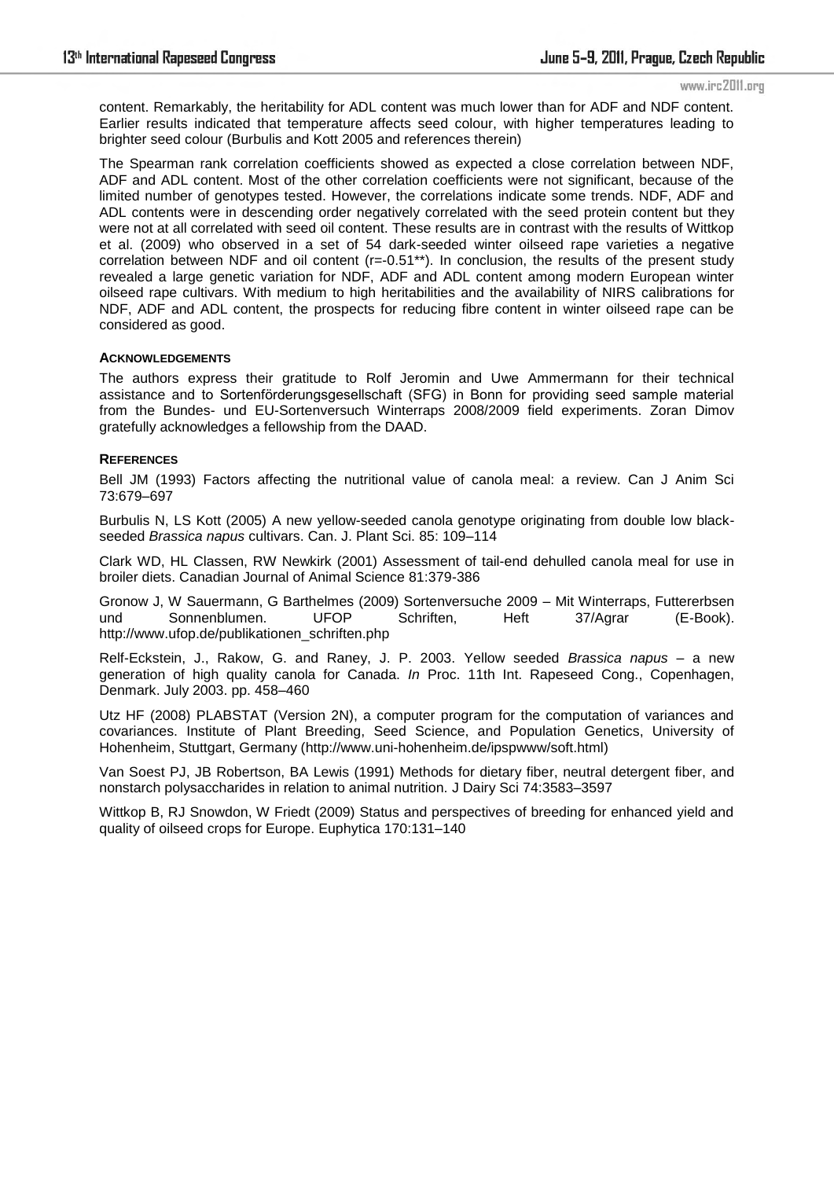content. Remarkably, the heritability for ADL content was much lower than for ADF and NDF content. Earlier results indicated that temperature affects seed colour, with higher temperatures leading to brighter seed colour (Burbulis and Kott 2005 and references therein)

The Spearman rank correlation coefficients showed as expected a close correlation between NDF, ADF and ADL content. Most of the other correlation coefficients were not significant, because of the limited number of genotypes tested. However, the correlations indicate some trends. NDF, ADF and ADL contents were in descending order negatively correlated with the seed protein content but they were not at all correlated with seed oil content. These results are in contrast with the results of Wittkop et al. (2009) who observed in a set of 54 dark-seeded winter oilseed rape varieties a negative correlation between NDF and oil content (r=-0.51**). In conclusion, the results of the present study revealed a large genetic variation for NDF, ADF and ADL content among modern European winter oilseed rape cultivars. With medium to high heritabilities and the availability of NIRS calibrations for NDF, ADF and ADL content, the prospects for reducing fibre content in winter oilseed rape can be considered as good.

#### Acknowledgements

The authors express their gratitude to Rolf Jeromin and Uwe Ammermann for their technical assistance and to Sortenförderungsgesellschaft (SFG) in Bonn for providing seed sample material from the Bundes- und EU-Sortenversuch Winterraps 2008/2009 field experiments. Zoran Dimov gratefully acknowledges a fellowship from the DAAD.

#### References

Bell JM (1993) Factors affecting the nutritional value of canola meal: a review. Can J Anim Sci 73:679–697

Burbulis N, LS Kott (2005) A new yellow-seeded canola genotype originating from double low black-seeded *Brassica napus* cultivars. Can. J. Plant Sci. 85: 109–114

Clark WD, HL Classen, RW Newkirk (2001) Assessment of tail-end dehulled canola meal for use in broiler diets. Canadian Journal of Animal Science 81:379-386

Gronow J, W Sauermann, G Barthelmes (2009) Sortenversuche 2009 – Mit Winterraps, Futtererbsen und Sonnenblumen. UFOP Schriften, Heft 37/Agrar (E-Book). http://www.ufop.de/publikationen_schriften.php

Relf-Eckstein, J., Rakow, G. and Raney, J. P. 2003. Yellow seeded *Brassica napus* – a new generation of high quality canola for Canada. *In* Proc. 11th Int. Rapeseed Cong., Copenhagen, Denmark. July 2003. pp. 458–460

Utz HF (2008) PLABSTAT (Version 2N), a computer program for the computation of variances and covariances. Institute of Plant Breeding, Seed Science, and Population Genetics, University of Hohenheim, Stuttgart, Germany (http://www.uni-hohenheim.de/ipspwww/soft.html)

Van Soest PJ, JB Robertson, BA Lewis (1991) Methods for dietary fiber, neutral detergent fiber, and nonstarch polysaccharides in relation to animal nutrition. J Dairy Sci 74:3583–3597

Wittkop B, RJ Snowdon, W Friedt (2009) Status and perspectives of breeding for enhanced yield and quality of oilseed crops for Europe. Euphytica 170:131–140